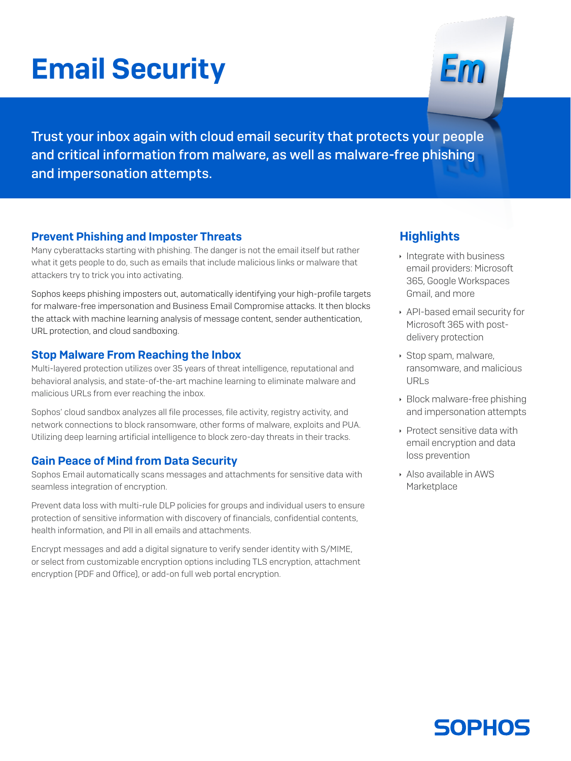# Email Security

Trust your inbox again with cloud email security that protects your people and critical information from malware, as well as malware-free phishing and impersonation attempts.

## Prevent Phishing and Imposter Threats

Many cyberattacks starting with phishing. The danger is not the email itself but rather what it gets people to do, such as emails that include malicious links or malware that attackers try to trick you into activating.

Sophos keeps phishing imposters out, automatically identifying your high-profile targets for malware-free impersonation and Business Email Compromise attacks. It then blocks the attack with machine learning analysis of message content, sender authentication, URL protection, and cloud sandboxing.

## Stop Malware From Reaching the Inbox

Multi-layered protection utilizes over 35 years of threat intelligence, reputational and behavioral analysis, and state-of-the-art machine learning to eliminate malware and malicious URLs from ever reaching the inbox.

Sophos' cloud sandbox analyzes all file processes, file activity, registry activity, and network connections to block ransomware, other forms of malware, exploits and PUA. Utilizing deep learning artificial intelligence to block zero-day threats in their tracks.

## Gain Peace of Mind from Data Security

Sophos Email automatically scans messages and attachments for sensitive data with seamless integration of encryption.

Prevent data loss with multi-rule DLP policies for groups and individual users to ensure protection of sensitive information with discovery of financials, confidential contents, health information, and PII in all emails and attachments.

Encrypt messages and add a digital signature to verify sender identity with S/MIME, or select from customizable encryption options including TLS encryption, attachment encryption (PDF and Office), or add-on full web portal encryption.

## Highlights

- Integrate with business email providers: Microsoft 365, Google Workspaces Gmail, and more
- API-based email security for Microsoft 365 with post-delivery protection
- Stop spam, malware, ransomware, and malicious URLs
- Block malware-free phishing and impersonation attempts
- Protect sensitive data with email encryption and data loss prevention
- Also available in AWS Marketplace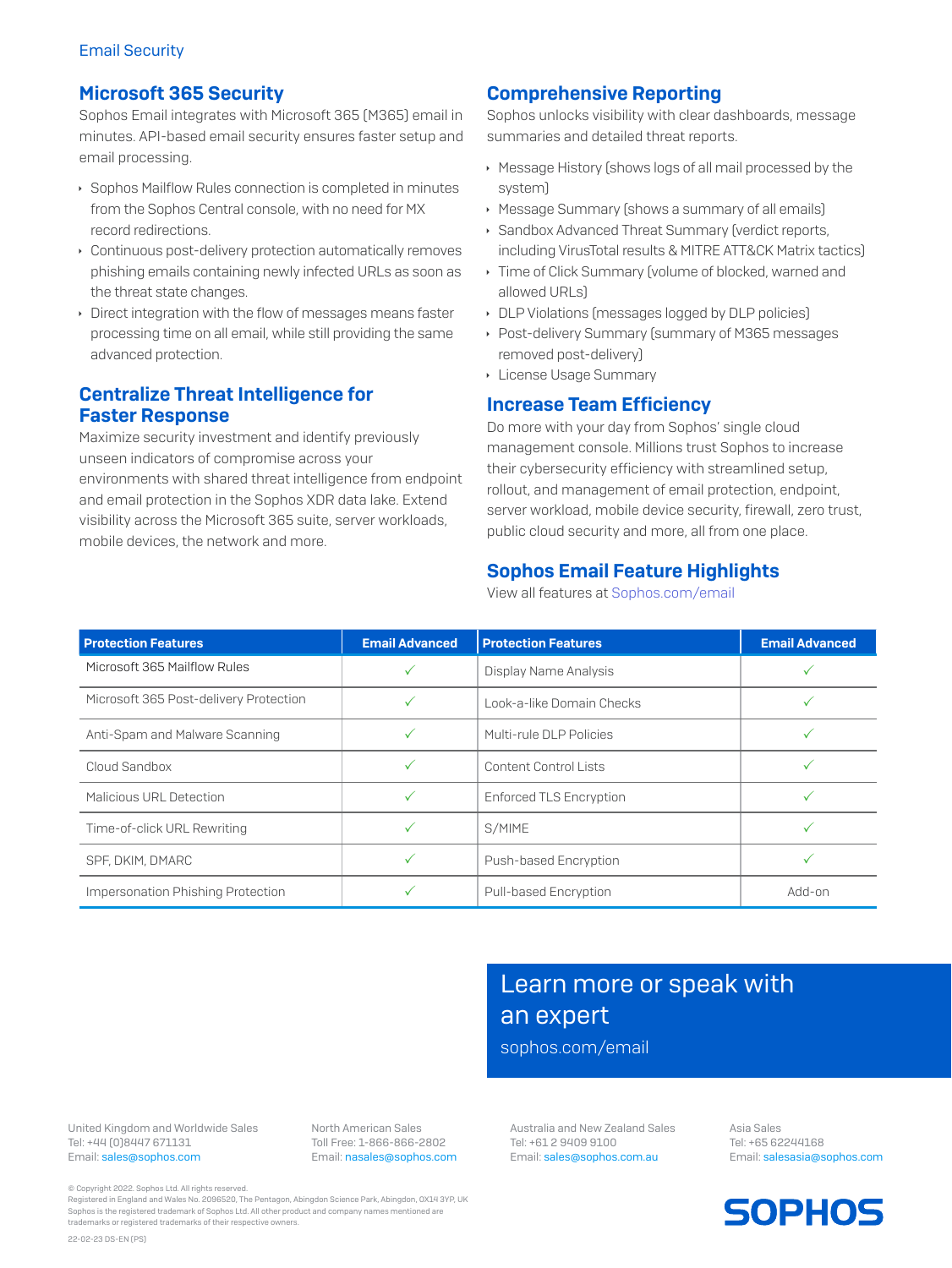## Microsoft 365 Security

Sophos Email integrates with Microsoft 365 (M365) email in minutes. API-based email security ensures faster setup and email processing.

- Sophos Mailflow Rules connection is completed in minutes from the Sophos Central console, with no need for MX record redirections.
- Continuous post-delivery protection automatically removes phishing emails containing newly infected URLs as soon as the threat state changes.
- Direct integration with the flow of messages means faster processing time on all email, while still providing the same advanced protection.

## Centralize Threat Intelligence for Faster Response

Maximize security investment and identify previously unseen indicators of compromise across your environments with shared threat intelligence from endpoint and email protection in the Sophos XDR data lake. Extend visibility across the Microsoft 365 suite, server workloads, mobile devices, the network and more.

## Comprehensive Reporting

Sophos unlocks visibility with clear dashboards, message summaries and detailed threat reports.

- Message History (shows logs of all mail processed by the system)
- Message Summary (shows a summary of all emails)
- Sandbox Advanced Threat Summary (verdict reports, including VirusTotal results & MITRE ATT&CK Matrix tactics)
- Time of Click Summary (volume of blocked, warned and allowed URLs)
- DLP Violations (messages logged by DLP policies)
- Post-delivery Summary (summary of M365 messages removed post-delivery)
- License Usage Summary

## Increase Team Efficiency

Do more with your day from Sophos' single cloud management console. Millions trust Sophos to increase their cybersecurity efficiency with streamlined setup, rollout, and management of email protection, endpoint, server workload, mobile device security, firewall, zero trust, public cloud security and more, all from one place.

## Sophos Email Feature Highlights

View all features at Sophos.com/email

| Protection Features | Email Advanced | Protection Features | Email Advanced |
|---|---|---|---|
| Microsoft 365 Mailflow Rules | ✓ | Display Name Analysis | ✓ |
| Microsoft 365 Post-delivery Protection | ✓ | Look-a-like Domain Checks | ✓ |
| Anti-Spam and Malware Scanning | ✓ | Multi-rule DLP Policies | ✓ |
| Cloud Sandbox | ✓ | Content Control Lists | ✓ |
| Malicious URL Detection | ✓ | Enforced TLS Encryption | ✓ |
| Time-of-click URL Rewriting | ✓ | S/MIME | ✓ |
| SPF, DKIM, DMARC | ✓ | Push-based Encryption | ✓ |
| Impersonation Phishing Protection | ✓ | Pull-based Encryption | Add-on |

Learn more or speak with an expert

sophos.com/email

United Kingdom and Worldwide Sales
Tel: +44 (0)8447 671131
Email: sales@sophos.com

North American Sales
Toll Free: 1-866-866-2802
Email: nasales@sophos.com

Australia and New Zealand Sales
Tel: +61 2 9409 9100
Email: sales@sophos.com.au

Asia Sales
Tel: +65 62244168
Email: salesasia@sophos.com

© Copyright 2022. Sophos Ltd. All rights reserved.
Registered in England and Wales No. 2096520, The Pentagon, Abingdon Science Park, Abingdon, OX14 3YP, UK
Sophos is the registered trademark of Sophos Ltd. All other product and company names mentioned are trademarks or registered trademarks of their respective owners.

22-02-23 DS-EN (PS)

SOPHOS